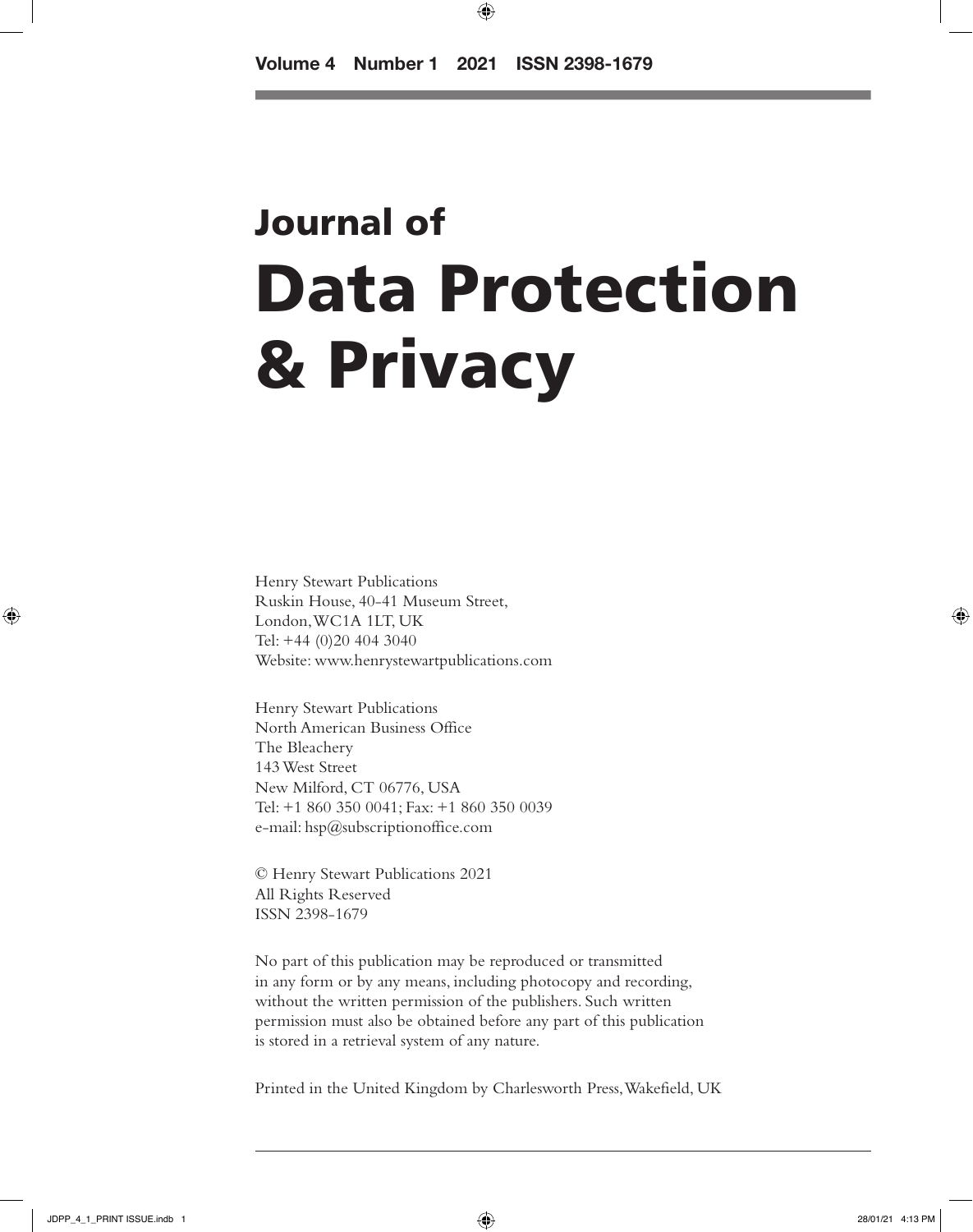Volume 4 Number 1 2021 ISSN 2398-1679

# Journal of Data Protection & Privacy

Henry Stewart Publications
Ruskin House, 40-41 Museum Street,
London, WC1A 1LT, UK
Tel: +44 (0)20 404 3040
Website: www.henrystewartpublications.com

Henry Stewart Publications
North American Business Office
The Bleachery
143 West Street
New Milford, CT 06776, USA
Tel: +1 860 350 0041; Fax: +1 860 350 0039
e-mail: hsp@subscriptionoffice.com

© Henry Stewart Publications 2021
All Rights Reserved
ISSN 2398-1679

No part of this publication may be reproduced or transmitted in any form or by any means, including photocopy and recording, without the written permission of the publishers. Such written permission must also be obtained before any part of this publication is stored in a retrieval system of any nature.

Printed in the United Kingdom by Charlesworth Press, Wakefield, UK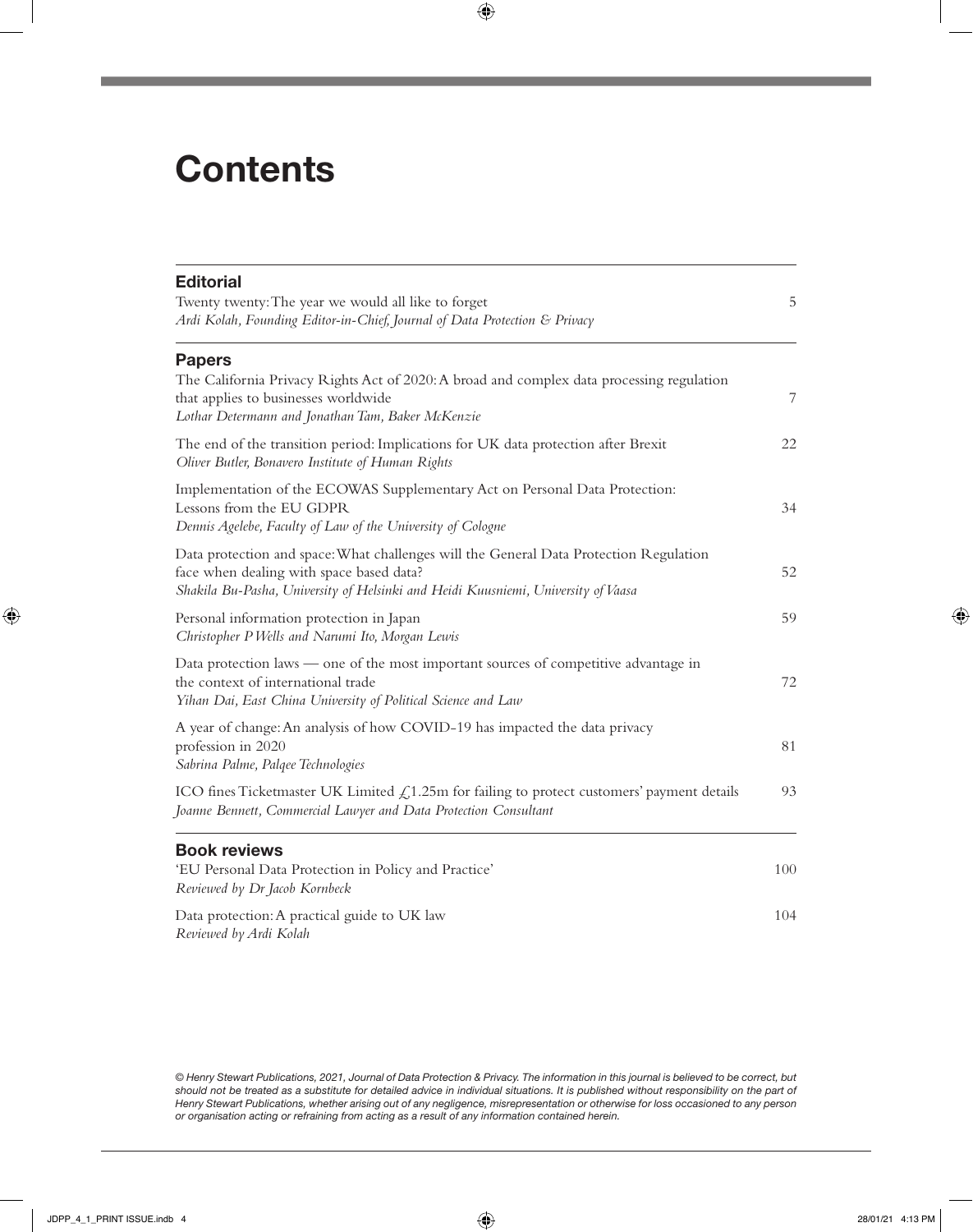# Contents

## Editorial

Twenty twenty: The year we would all like to forget — 5
*Ardi Kolah, Founding Editor-in-Chief, Journal of Data Protection & Privacy*

## Papers

The California Privacy Rights Act of 2020: A broad and complex data processing regulation that applies to businesses worldwide — 7
*Lothar Determann and Jonathan Tam, Baker McKenzie*

The end of the transition period: Implications for UK data protection after Brexit — 22
*Oliver Butler, Bonavero Institute of Human Rights*

Implementation of the ECOWAS Supplementary Act on Personal Data Protection: Lessons from the EU GDPR — 34
*Dennis Agelebe, Faculty of Law of the University of Cologne*

Data protection and space: What challenges will the General Data Protection Regulation face when dealing with space based data? — 52
*Shakila Bu-Pasha, University of Helsinki and Heidi Kuusniemi, University of Vaasa*

Personal information protection in Japan — 59
*Christopher P Wells and Narumi Ito, Morgan Lewis*

Data protection laws — one of the most important sources of competitive advantage in the context of international trade — 72
*Yihan Dai, East China University of Political Science and Law*

A year of change: An analysis of how COVID-19 has impacted the data privacy profession in 2020 — 81
*Sabrina Palme, Palqee Technologies*

ICO fines Ticketmaster UK Limited £1.25m for failing to protect customers' payment details — 93
*Joanne Bennett, Commercial Lawyer and Data Protection Consultant*

## Book reviews

'EU Personal Data Protection in Policy and Practice' — 100
*Reviewed by Dr Jacob Kornbeck*

Data protection: A practical guide to UK law — 104
*Reviewed by Ardi Kolah*

*© Henry Stewart Publications, 2021, Journal of Data Protection & Privacy. The information in this journal is believed to be correct, but should not be treated as a substitute for detailed advice in individual situations. It is published without responsibility on the part of Henry Stewart Publications, whether arising out of any negligence, misrepresentation or otherwise for loss occasioned to any person or organisation acting or refraining from acting as a result of any information contained herein.*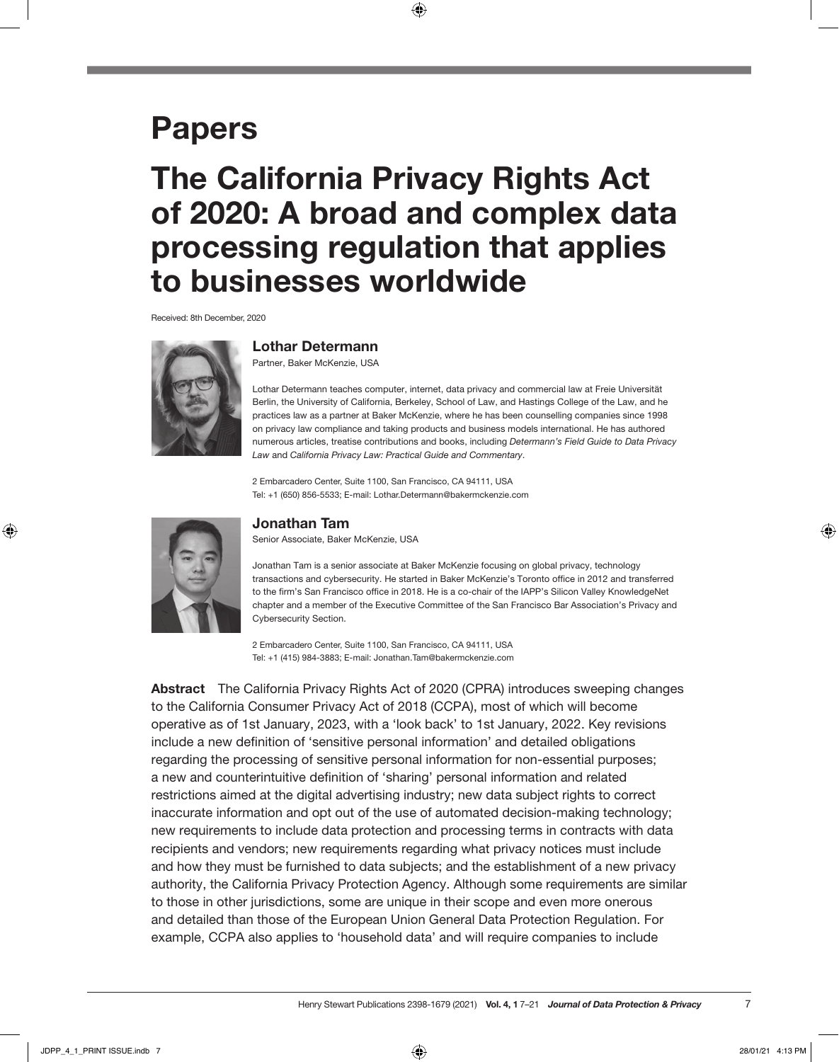# Papers

# The California Privacy Rights Act of 2020: A broad and complex data processing regulation that applies to businesses worldwide

Received: 8th December, 2020

### Lothar Determann

Partner, Baker McKenzie, USA

Lothar Determann teaches computer, internet, data privacy and commercial law at Freie Universität Berlin, the University of California, Berkeley, School of Law, and Hastings College of the Law, and he practices law as a partner at Baker McKenzie, where he has been counselling companies since 1998 on privacy law compliance and taking products and business models international. He has authored numerous articles, treatise contributions and books, including *Determann's Field Guide to Data Privacy Law* and *California Privacy Law: Practical Guide and Commentary*.

2 Embarcadero Center, Suite 1100, San Francisco, CA 94111, USA
Tel: +1 (650) 856-5533; E-mail: Lothar.Determann@bakermckenzie.com

### Jonathan Tam

Senior Associate, Baker McKenzie, USA

Jonathan Tam is a senior associate at Baker McKenzie focusing on global privacy, technology transactions and cybersecurity. He started in Baker McKenzie's Toronto office in 2012 and transferred to the firm's San Francisco office in 2018. He is a co-chair of the IAPP's Silicon Valley KnowledgeNet chapter and a member of the Executive Committee of the San Francisco Bar Association's Privacy and Cybersecurity Section.

2 Embarcadero Center, Suite 1100, San Francisco, CA 94111, USA
Tel: +1 (415) 984-3883; E-mail: Jonathan.Tam@bakermckenzie.com

**Abstract** The California Privacy Rights Act of 2020 (CPRA) introduces sweeping changes to the California Consumer Privacy Act of 2018 (CCPA), most of which will become operative as of 1st January, 2023, with a 'look back' to 1st January, 2022. Key revisions include a new definition of 'sensitive personal information' and detailed obligations regarding the processing of sensitive personal information for non-essential purposes; a new and counterintuitive definition of 'sharing' personal information and related restrictions aimed at the digital advertising industry; new data subject rights to correct inaccurate information and opt out of the use of automated decision-making technology; new requirements to include data protection and processing terms in contracts with data recipients and vendors; new requirements regarding what privacy notices must include and how they must be furnished to data subjects; and the establishment of a new privacy authority, the California Privacy Protection Agency. Although some requirements are similar to those in other jurisdictions, some are unique in their scope and even more onerous and detailed than those of the European Union General Data Protection Regulation. For example, CCPA also applies to 'household data' and will require companies to include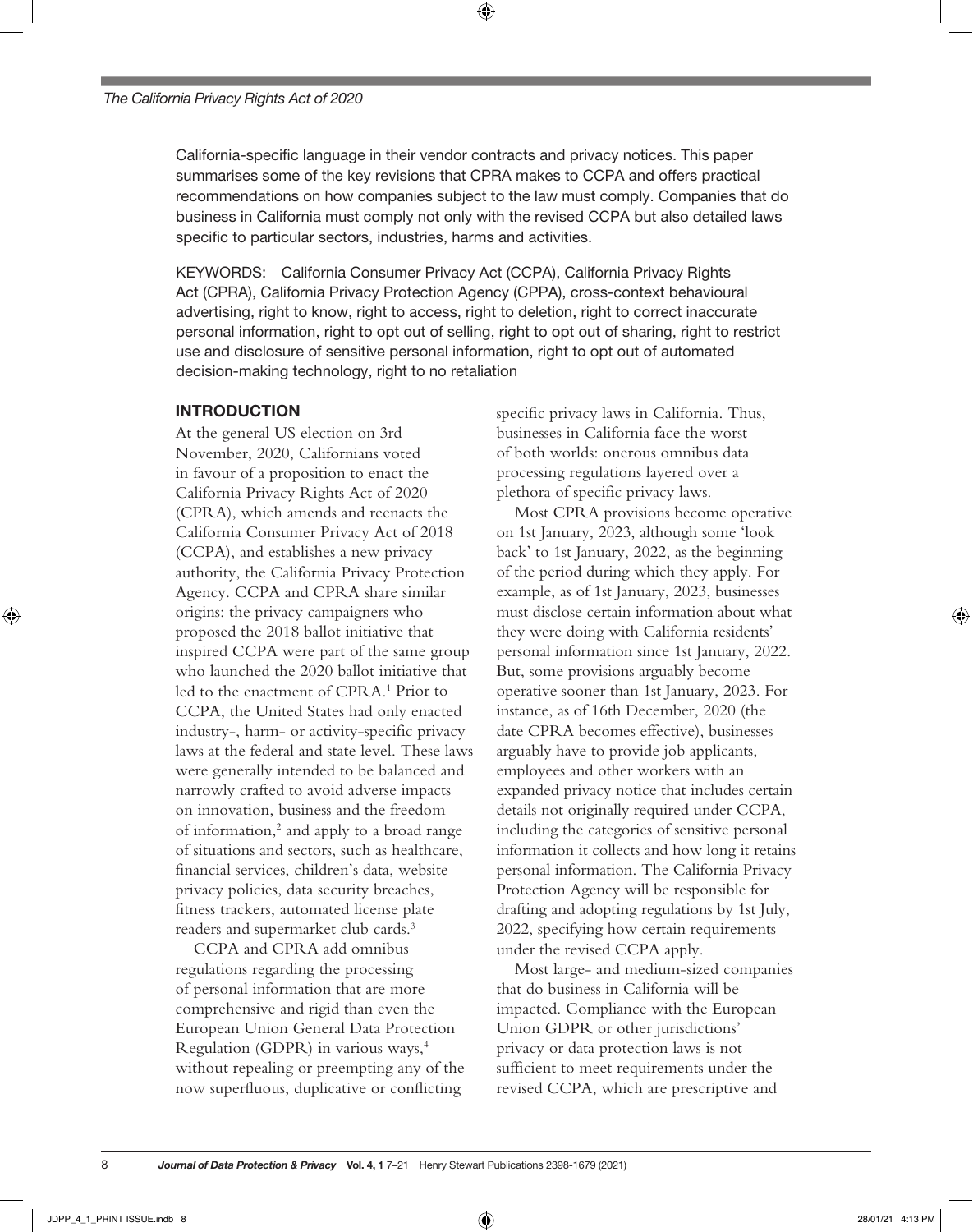California-specific language in their vendor contracts and privacy notices. This paper summarises some of the key revisions that CPRA makes to CCPA and offers practical recommendations on how companies subject to the law must comply. Companies that do business in California must comply not only with the revised CCPA but also detailed laws specific to particular sectors, industries, harms and activities.

KEYWORDS: California Consumer Privacy Act (CCPA), California Privacy Rights Act (CPRA), California Privacy Protection Agency (CPPA), cross-context behavioural advertising, right to know, right to access, right to deletion, right to correct inaccurate personal information, right to opt out of selling, right to opt out of sharing, right to restrict use and disclosure of sensitive personal information, right to opt out of automated decision-making technology, right to no retaliation

## INTRODUCTION

At the general US election on 3rd November, 2020, Californians voted in favour of a proposition to enact the California Privacy Rights Act of 2020 (CPRA), which amends and reenacts the California Consumer Privacy Act of 2018 (CCPA), and establishes a new privacy authority, the California Privacy Protection Agency. CCPA and CPRA share similar origins: the privacy campaigners who proposed the 2018 ballot initiative that inspired CCPA were part of the same group who launched the 2020 ballot initiative that led to the enactment of CPRA.[1] Prior to CCPA, the United States had only enacted industry-, harm- or activity-specific privacy laws at the federal and state level. These laws were generally intended to be balanced and narrowly crafted to avoid adverse impacts on innovation, business and the freedom of information,[2] and apply to a broad range of situations and sectors, such as healthcare, financial services, children's data, website privacy policies, data security breaches, fitness trackers, automated license plate readers and supermarket club cards.[3]

CCPA and CPRA add omnibus regulations regarding the processing of personal information that are more comprehensive and rigid than even the European Union General Data Protection Regulation (GDPR) in various ways,[4] without repealing or preempting any of the now superfluous, duplicative or conflicting specific privacy laws in California. Thus, businesses in California face the worst of both worlds: onerous omnibus data processing regulations layered over a plethora of specific privacy laws.

Most CPRA provisions become operative on 1st January, 2023, although some 'look back' to 1st January, 2022, as the beginning of the period during which they apply. For example, as of 1st January, 2023, businesses must disclose certain information about what they were doing with California residents' personal information since 1st January, 2022. But, some provisions arguably become operative sooner than 1st January, 2023. For instance, as of 16th December, 2020 (the date CPRA becomes effective), businesses arguably have to provide job applicants, employees and other workers with an expanded privacy notice that includes certain details not originally required under CCPA, including the categories of sensitive personal information it collects and how long it retains personal information. The California Privacy Protection Agency will be responsible for drafting and adopting regulations by 1st July, 2022, specifying how certain requirements under the revised CCPA apply.

Most large- and medium-sized companies that do business in California will be impacted. Compliance with the European Union GDPR or other jurisdictions' privacy or data protection laws is not sufficient to meet requirements under the revised CCPA, which are prescriptive and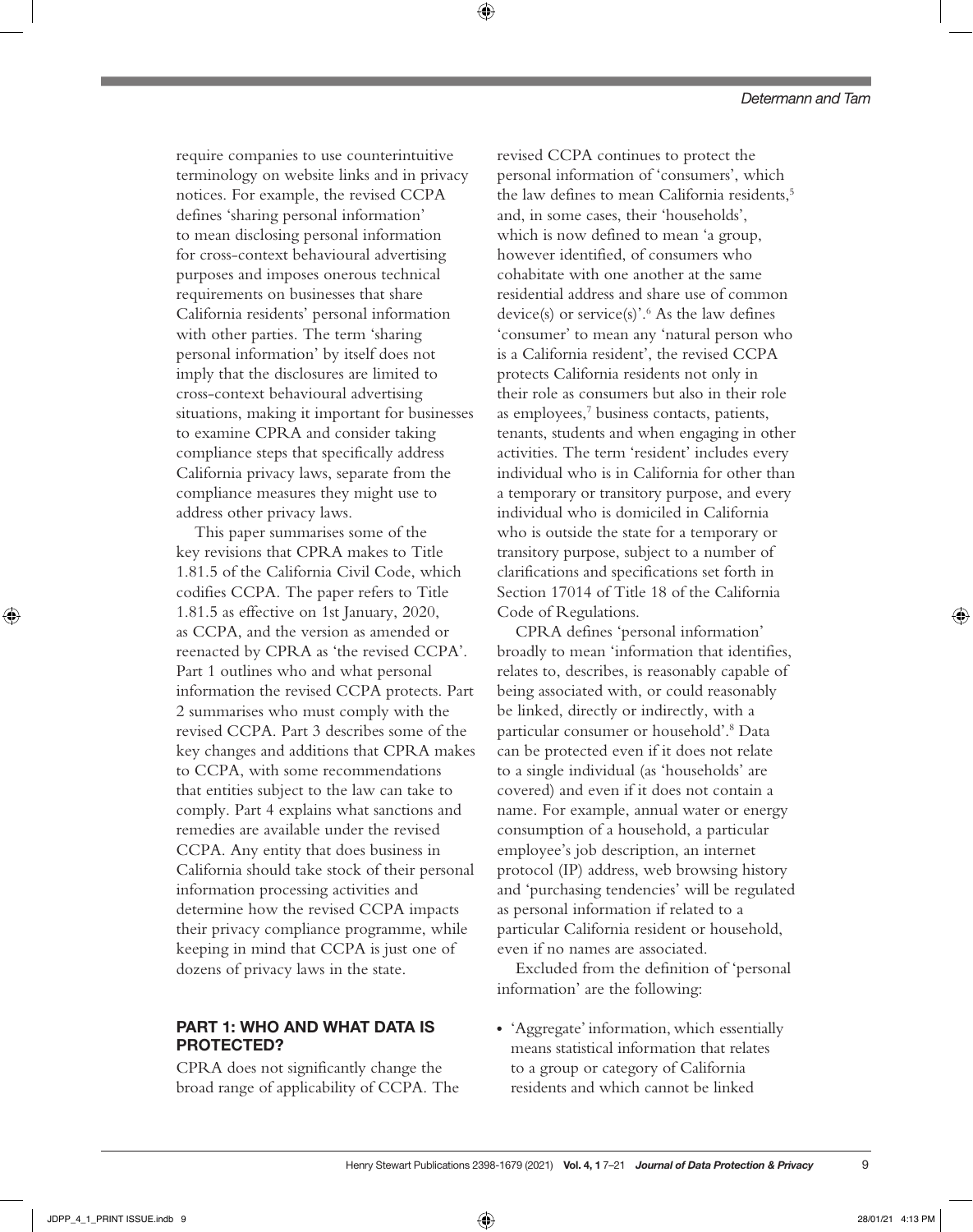require companies to use counterintuitive terminology on website links and in privacy notices. For example, the revised CCPA defines 'sharing personal information' to mean disclosing personal information for cross-context behavioural advertising purposes and imposes onerous technical requirements on businesses that share California residents' personal information with other parties. The term 'sharing personal information' by itself does not imply that the disclosures are limited to cross-context behavioural advertising situations, making it important for businesses to examine CPRA and consider taking compliance steps that specifically address California privacy laws, separate from the compliance measures they might use to address other privacy laws.

This paper summarises some of the key revisions that CPRA makes to Title 1.81.5 of the California Civil Code, which codifies CCPA. The paper refers to Title 1.81.5 as effective on 1st January, 2020, as CCPA, and the version as amended or reenacted by CPRA as 'the revised CCPA'. Part 1 outlines who and what personal information the revised CCPA protects. Part 2 summarises who must comply with the revised CCPA. Part 3 describes some of the key changes and additions that CPRA makes to CCPA, with some recommendations that entities subject to the law can take to comply. Part 4 explains what sanctions and remedies are available under the revised CCPA. Any entity that does business in California should take stock of their personal information processing activities and determine how the revised CCPA impacts their privacy compliance programme, while keeping in mind that CCPA is just one of dozens of privacy laws in the state.

## PART 1: WHO AND WHAT DATA IS PROTECTED?

CPRA does not significantly change the broad range of applicability of CCPA. The revised CCPA continues to protect the personal information of 'consumers', which the law defines to mean California residents,[5] and, in some cases, their 'households', which is now defined to mean 'a group, however identified, of consumers who cohabitate with one another at the same residential address and share use of common device(s) or service(s)'.[6] As the law defines 'consumer' to mean any 'natural person who is a California resident', the revised CCPA protects California residents not only in their role as consumers but also in their role as employees,[7] business contacts, patients, tenants, students and when engaging in other activities. The term 'resident' includes every individual who is in California for other than a temporary or transitory purpose, and every individual who is domiciled in California who is outside the state for a temporary or transitory purpose, subject to a number of clarifications and specifications set forth in Section 17014 of Title 18 of the California Code of Regulations.

CPRA defines 'personal information' broadly to mean 'information that identifies, relates to, describes, is reasonably capable of being associated with, or could reasonably be linked, directly or indirectly, with a particular consumer or household'.[8] Data can be protected even if it does not relate to a single individual (as 'households' are covered) and even if it does not contain a name. For example, annual water or energy consumption of a household, a particular employee's job description, an internet protocol (IP) address, web browsing history and 'purchasing tendencies' will be regulated as personal information if related to a particular California resident or household, even if no names are associated.

Excluded from the definition of 'personal information' are the following:

- 'Aggregate' information, which essentially means statistical information that relates to a group or category of California residents and which cannot be linked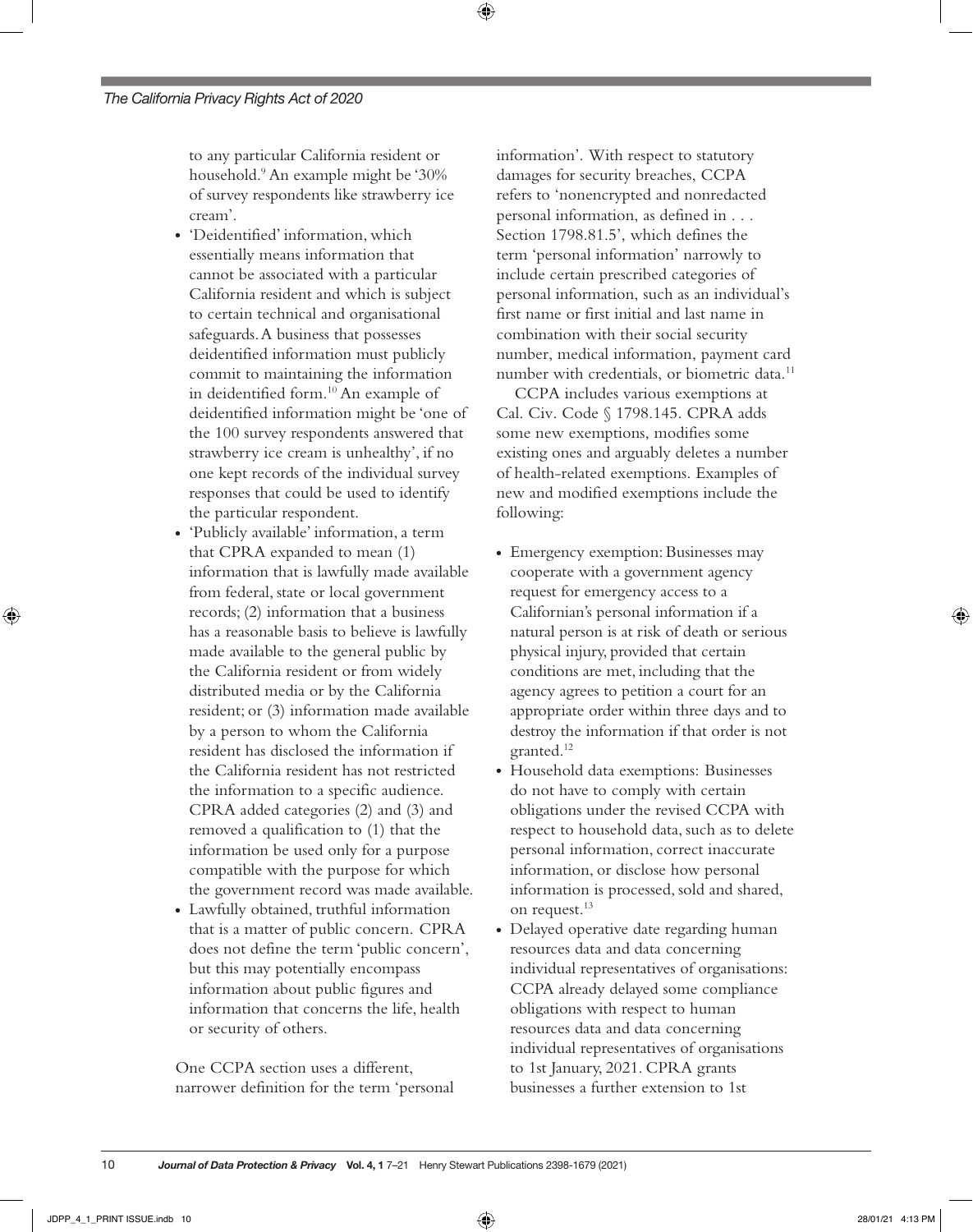to any particular California resident or household.[9] An example might be '30% of survey respondents like strawberry ice cream'.

- 'Deidentified' information, which essentially means information that cannot be associated with a particular California resident and which is subject to certain technical and organisational safeguards. A business that possesses deidentified information must publicly commit to maintaining the information in deidentified form.[10] An example of deidentified information might be 'one of the 100 survey respondents answered that strawberry ice cream is unhealthy', if no one kept records of the individual survey responses that could be used to identify the particular respondent.
- 'Publicly available' information, a term that CPRA expanded to mean (1) information that is lawfully made available from federal, state or local government records; (2) information that a business has a reasonable basis to believe is lawfully made available to the general public by the California resident or from widely distributed media or by the California resident; or (3) information made available by a person to whom the California resident has disclosed the information if the California resident has not restricted the information to a specific audience. CPRA added categories (2) and (3) and removed a qualification to (1) that the information be used only for a purpose compatible with the purpose for which the government record was made available.
- Lawfully obtained, truthful information that is a matter of public concern. CPRA does not define the term 'public concern', but this may potentially encompass information about public figures and information that concerns the life, health or security of others.

One CCPA section uses a different, narrower definition for the term 'personal information'. With respect to statutory damages for security breaches, CCPA refers to 'nonencrypted and nonredacted personal information, as defined in . . . Section 1798.81.5', which defines the term 'personal information' narrowly to include certain prescribed categories of personal information, such as an individual's first name or first initial and last name in combination with their social security number, medical information, payment card number with credentials, or biometric data.[11]

CCPA includes various exemptions at Cal. Civ. Code § 1798.145. CPRA adds some new exemptions, modifies some existing ones and arguably deletes a number of health-related exemptions. Examples of new and modified exemptions include the following:

- Emergency exemption: Businesses may cooperate with a government agency request for emergency access to a Californian's personal information if a natural person is at risk of death or serious physical injury, provided that certain conditions are met, including that the agency agrees to petition a court for an appropriate order within three days and to destroy the information if that order is not granted.[12]
- Household data exemptions: Businesses do not have to comply with certain obligations under the revised CCPA with respect to household data, such as to delete personal information, correct inaccurate information, or disclose how personal information is processed, sold and shared, on request.[13]
- Delayed operative date regarding human resources data and data concerning individual representatives of organisations: CCPA already delayed some compliance obligations with respect to human resources data and data concerning individual representatives of organisations to 1st January, 2021. CPRA grants businesses a further extension to 1st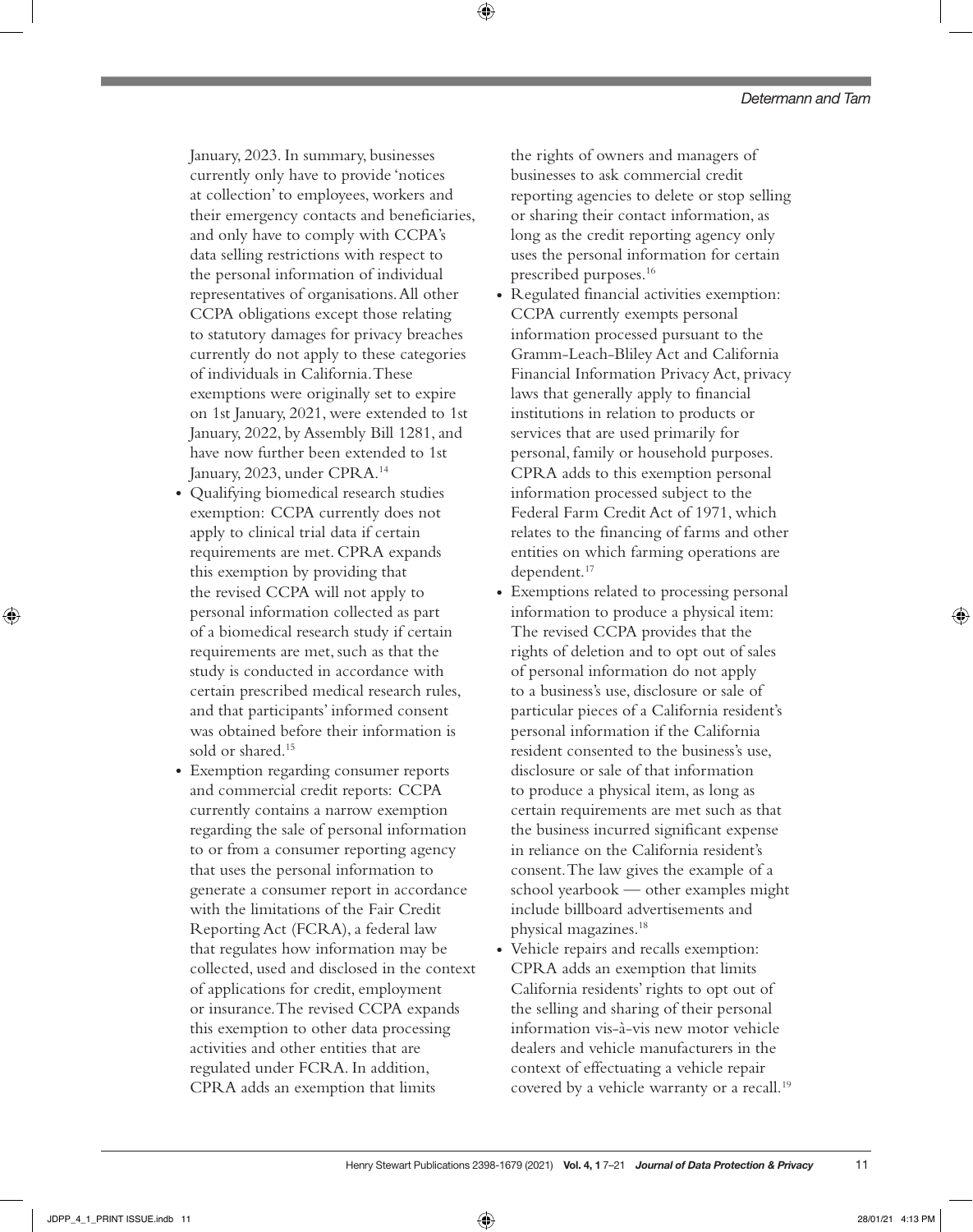January, 2023. In summary, businesses currently only have to provide 'notices at collection' to employees, workers and their emergency contacts and beneficiaries, and only have to comply with CCPA's data selling restrictions with respect to the personal information of individual representatives of organisations. All other CCPA obligations except those relating to statutory damages for privacy breaches currently do not apply to these categories of individuals in California. These exemptions were originally set to expire on 1st January, 2021, were extended to 1st January, 2022, by Assembly Bill 1281, and have now further been extended to 1st January, 2023, under CPRA.[14]

- Qualifying biomedical research studies exemption: CCPA currently does not apply to clinical trial data if certain requirements are met. CPRA expands this exemption by providing that the revised CCPA will not apply to personal information collected as part of a biomedical research study if certain requirements are met, such as that the study is conducted in accordance with certain prescribed medical research rules, and that participants' informed consent was obtained before their information is sold or shared.[15]
- Exemption regarding consumer reports and commercial credit reports: CCPA currently contains a narrow exemption regarding the sale of personal information to or from a consumer reporting agency that uses the personal information to generate a consumer report in accordance with the limitations of the Fair Credit Reporting Act (FCRA), a federal law that regulates how information may be collected, used and disclosed in the context of applications for credit, employment or insurance. The revised CCPA expands this exemption to other data processing activities and other entities that are regulated under FCRA. In addition, CPRA adds an exemption that limits the rights of owners and managers of businesses to ask commercial credit reporting agencies to delete or stop selling or sharing their contact information, as long as the credit reporting agency only uses the personal information for certain prescribed purposes.[16]
- Regulated financial activities exemption: CCPA currently exempts personal information processed pursuant to the Gramm-Leach-Bliley Act and California Financial Information Privacy Act, privacy laws that generally apply to financial institutions in relation to products or services that are used primarily for personal, family or household purposes. CPRA adds to this exemption personal information processed subject to the Federal Farm Credit Act of 1971, which relates to the financing of farms and other entities on which farming operations are dependent.[17]
- Exemptions related to processing personal information to produce a physical item: The revised CCPA provides that the rights of deletion and to opt out of sales of personal information do not apply to a business's use, disclosure or sale of particular pieces of a California resident's personal information if the California resident consented to the business's use, disclosure or sale of that information to produce a physical item, as long as certain requirements are met such as that the business incurred significant expense in reliance on the California resident's consent. The law gives the example of a school yearbook — other examples might include billboard advertisements and physical magazines.[18]
- Vehicle repairs and recalls exemption: CPRA adds an exemption that limits California residents' rights to opt out of the selling and sharing of their personal information vis-à-vis new motor vehicle dealers and vehicle manufacturers in the context of effectuating a vehicle repair covered by a vehicle warranty or a recall.[19]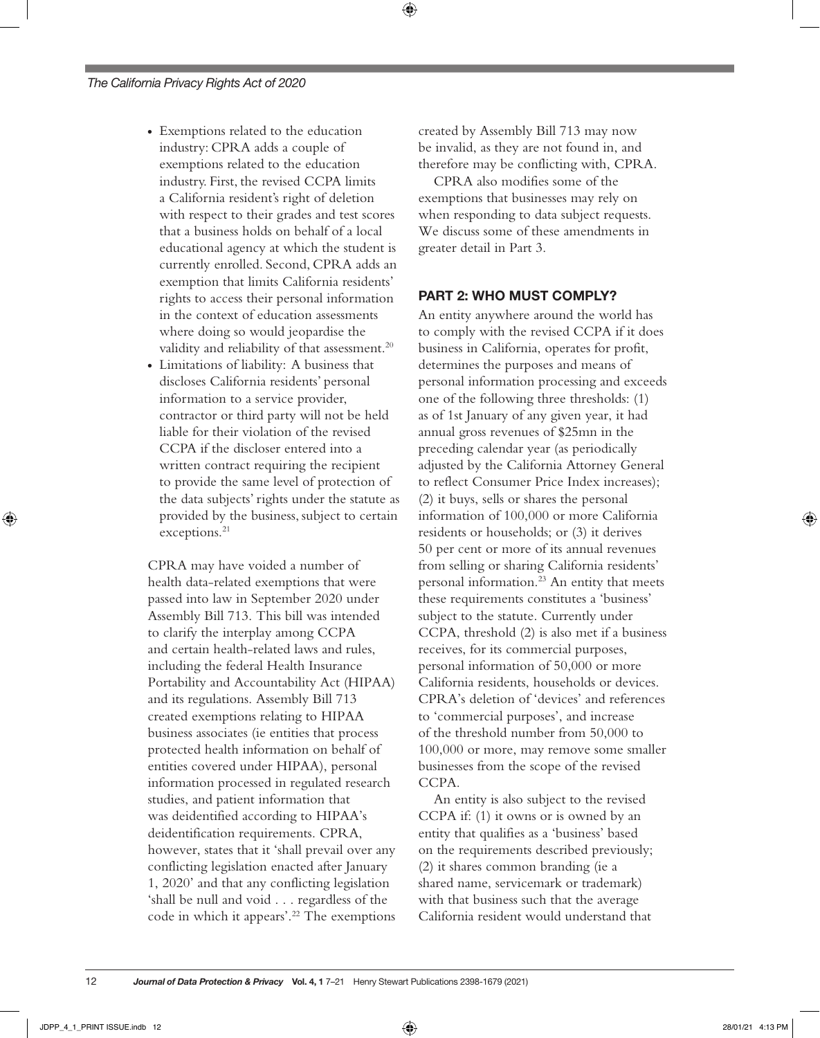- Exemptions related to the education industry: CPRA adds a couple of exemptions related to the education industry. First, the revised CCPA limits a California resident's right of deletion with respect to their grades and test scores that a business holds on behalf of a local educational agency at which the student is currently enrolled. Second, CPRA adds an exemption that limits California residents' rights to access their personal information in the context of education assessments where doing so would jeopardise the validity and reliability of that assessment.[20]
- Limitations of liability: A business that discloses California residents' personal information to a service provider, contractor or third party will not be held liable for their violation of the revised CCPA if the discloser entered into a written contract requiring the recipient to provide the same level of protection of the data subjects' rights under the statute as provided by the business, subject to certain exceptions.[21]

CPRA may have voided a number of health data-related exemptions that were passed into law in September 2020 under Assembly Bill 713. This bill was intended to clarify the interplay among CCPA and certain health-related laws and rules, including the federal Health Insurance Portability and Accountability Act (HIPAA) and its regulations. Assembly Bill 713 created exemptions relating to HIPAA business associates (ie entities that process protected health information on behalf of entities covered under HIPAA), personal information processed in regulated research studies, and patient information that was deidentified according to HIPAA's deidentification requirements. CPRA, however, states that it 'shall prevail over any conflicting legislation enacted after January 1, 2020' and that any conflicting legislation 'shall be null and void . . . regardless of the code in which it appears'.[22] The exemptions created by Assembly Bill 713 may now be invalid, as they are not found in, and therefore may be conflicting with, CPRA.

CPRA also modifies some of the exemptions that businesses may rely on when responding to data subject requests. We discuss some of these amendments in greater detail in Part 3.

## PART 2: WHO MUST COMPLY?

An entity anywhere around the world has to comply with the revised CCPA if it does business in California, operates for profit, determines the purposes and means of personal information processing and exceeds one of the following three thresholds: (1) as of 1st January of any given year, it had annual gross revenues of $25mn in the preceding calendar year (as periodically adjusted by the California Attorney General to reflect Consumer Price Index increases); (2) it buys, sells or shares the personal information of 100,000 or more California residents or households; or (3) it derives 50 per cent or more of its annual revenues from selling or sharing California residents' personal information.[23] An entity that meets these requirements constitutes a 'business' subject to the statute. Currently under CCPA, threshold (2) is also met if a business receives, for its commercial purposes, personal information of 50,000 or more California residents, households or devices. CPRA's deletion of 'devices' and references to 'commercial purposes', and increase of the threshold number from 50,000 to 100,000 or more, may remove some smaller businesses from the scope of the revised CCPA.

An entity is also subject to the revised CCPA if: (1) it owns or is owned by an entity that qualifies as a 'business' based on the requirements described previously; (2) it shares common branding (ie a shared name, servicemark or trademark) with that business such that the average California resident would understand that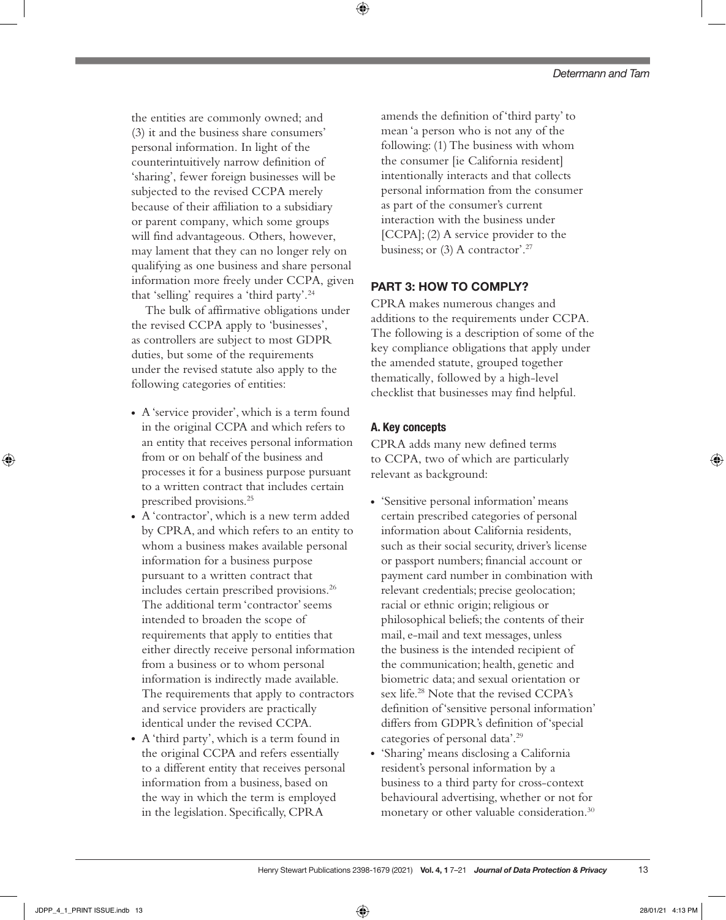the entities are commonly owned; and (3) it and the business share consumers' personal information. In light of the counterintuitively narrow definition of 'sharing', fewer foreign businesses will be subjected to the revised CCPA merely because of their affiliation to a subsidiary or parent company, which some groups will find advantageous. Others, however, may lament that they can no longer rely on qualifying as one business and share personal information more freely under CCPA, given that 'selling' requires a 'third party'.[24]

The bulk of affirmative obligations under the revised CCPA apply to 'businesses', as controllers are subject to most GDPR duties, but some of the requirements under the revised statute also apply to the following categories of entities:

- A 'service provider', which is a term found in the original CCPA and which refers to an entity that receives personal information from or on behalf of the business and processes it for a business purpose pursuant to a written contract that includes certain prescribed provisions.[25]
- A 'contractor', which is a new term added by CPRA, and which refers to an entity to whom a business makes available personal information for a business purpose pursuant to a written contract that includes certain prescribed provisions.[26] The additional term 'contractor' seems intended to broaden the scope of requirements that apply to entities that either directly receive personal information from a business or to whom personal information is indirectly made available. The requirements that apply to contractors and service providers are practically identical under the revised CCPA.
- A 'third party', which is a term found in the original CCPA and refers essentially to a different entity that receives personal information from a business, based on the way in which the term is employed in the legislation. Specifically, CPRA amends the definition of 'third party' to mean 'a person who is not any of the following: (1) The business with whom the consumer [ie California resident] intentionally interacts and that collects personal information from the consumer as part of the consumer's current interaction with the business under [CCPA]; (2) A service provider to the business; or (3) A contractor'.[27]

## PART 3: HOW TO COMPLY?

CPRA makes numerous changes and additions to the requirements under CCPA. The following is a description of some of the key compliance obligations that apply under the amended statute, grouped together thematically, followed by a high-level checklist that businesses may find helpful.

### A. Key concepts

CPRA adds many new defined terms to CCPA, two of which are particularly relevant as background:

- 'Sensitive personal information' means certain prescribed categories of personal information about California residents, such as their social security, driver's license or passport numbers; financial account or payment card number in combination with relevant credentials; precise geolocation; racial or ethnic origin; religious or philosophical beliefs; the contents of their mail, e-mail and text messages, unless the business is the intended recipient of the communication; health, genetic and biometric data; and sexual orientation or sex life.[28] Note that the revised CCPA's definition of 'sensitive personal information' differs from GDPR's definition of 'special categories of personal data'.[29]
- 'Sharing' means disclosing a California resident's personal information by a business to a third party for cross-context behavioural advertising, whether or not for monetary or other valuable consideration.[30]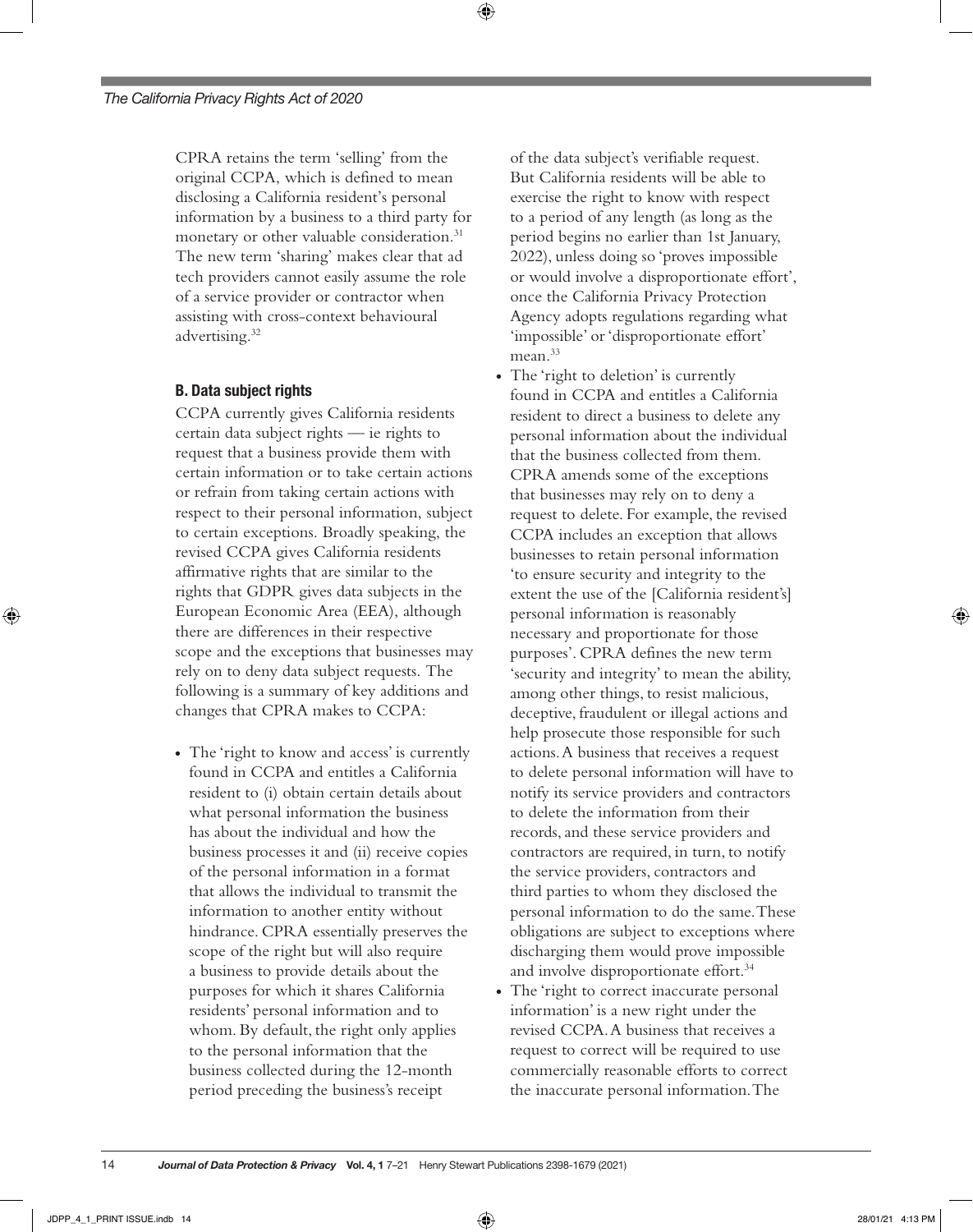CPRA retains the term 'selling' from the original CCPA, which is defined to mean disclosing a California resident's personal information by a business to a third party for monetary or other valuable consideration.[31] The new term 'sharing' makes clear that ad tech providers cannot easily assume the role of a service provider or contractor when assisting with cross-context behavioural advertising.[32]

### B. Data subject rights

CCPA currently gives California residents certain data subject rights — ie rights to request that a business provide them with certain information or to take certain actions or refrain from taking certain actions with respect to their personal information, subject to certain exceptions. Broadly speaking, the revised CCPA gives California residents affirmative rights that are similar to the rights that GDPR gives data subjects in the European Economic Area (EEA), although there are differences in their respective scope and the exceptions that businesses may rely on to deny data subject requests. The following is a summary of key additions and changes that CPRA makes to CCPA:

- The 'right to know and access' is currently found in CCPA and entitles a California resident to (i) obtain certain details about what personal information the business has about the individual and how the business processes it and (ii) receive copies of the personal information in a format that allows the individual to transmit the information to another entity without hindrance. CPRA essentially preserves the scope of the right but will also require a business to provide details about the purposes for which it shares California residents' personal information and to whom. By default, the right only applies to the personal information that the business collected during the 12-month period preceding the business's receipt of the data subject's verifiable request. But California residents will be able to exercise the right to know with respect to a period of any length (as long as the period begins no earlier than 1st January, 2022), unless doing so 'proves impossible or would involve a disproportionate effort', once the California Privacy Protection Agency adopts regulations regarding what 'impossible' or 'disproportionate effort' mean.[33]
- The 'right to deletion' is currently found in CCPA and entitles a California resident to direct a business to delete any personal information about the individual that the business collected from them. CPRA amends some of the exceptions that businesses may rely on to deny a request to delete. For example, the revised CCPA includes an exception that allows businesses to retain personal information 'to ensure security and integrity to the extent the use of the [California resident's] personal information is reasonably necessary and proportionate for those purposes'. CPRA defines the new term 'security and integrity' to mean the ability, among other things, to resist malicious, deceptive, fraudulent or illegal actions and help prosecute those responsible for such actions. A business that receives a request to delete personal information will have to notify its service providers and contractors to delete the information from their records, and these service providers and contractors are required, in turn, to notify the service providers, contractors and third parties to whom they disclosed the personal information to do the same. These obligations are subject to exceptions where discharging them would prove impossible and involve disproportionate effort.[34]
- The 'right to correct inaccurate personal information' is a new right under the revised CCPA. A business that receives a request to correct will be required to use commercially reasonable efforts to correct the inaccurate personal information. The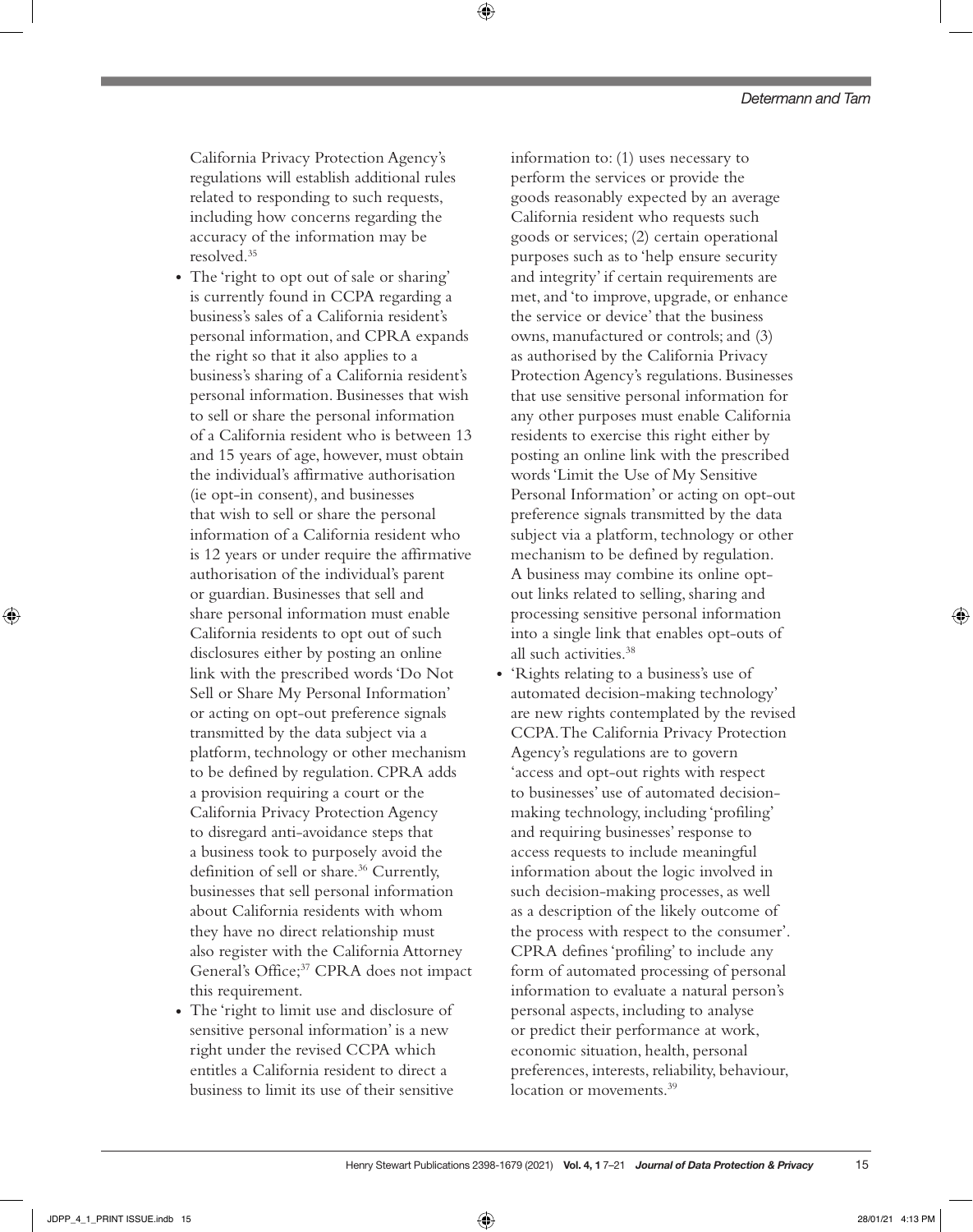California Privacy Protection Agency's regulations will establish additional rules related to responding to such requests, including how concerns regarding the accuracy of the information may be resolved.[35]

- The 'right to opt out of sale or sharing' is currently found in CCPA regarding a business's sales of a California resident's personal information, and CPRA expands the right so that it also applies to a business's sharing of a California resident's personal information. Businesses that wish to sell or share the personal information of a California resident who is between 13 and 15 years of age, however, must obtain the individual's affirmative authorisation (ie opt-in consent), and businesses that wish to sell or share the personal information of a California resident who is 12 years or under require the affirmative authorisation of the individual's parent or guardian. Businesses that sell and share personal information must enable California residents to opt out of such disclosures either by posting an online link with the prescribed words 'Do Not Sell or Share My Personal Information' or acting on opt-out preference signals transmitted by the data subject via a platform, technology or other mechanism to be defined by regulation. CPRA adds a provision requiring a court or the California Privacy Protection Agency to disregard anti-avoidance steps that a business took to purposely avoid the definition of sell or share.[36] Currently, businesses that sell personal information about California residents with whom they have no direct relationship must also register with the California Attorney General's Office;[37] CPRA does not impact this requirement.
- The 'right to limit use and disclosure of sensitive personal information' is a new right under the revised CCPA which entitles a California resident to direct a business to limit its use of their sensitive information to: (1) uses necessary to perform the services or provide the goods reasonably expected by an average California resident who requests such goods or services; (2) certain operational purposes such as to 'help ensure security and integrity' if certain requirements are met, and 'to improve, upgrade, or enhance the service or device' that the business owns, manufactured or controls; and (3) as authorised by the California Privacy Protection Agency's regulations. Businesses that use sensitive personal information for any other purposes must enable California residents to exercise this right either by posting an online link with the prescribed words 'Limit the Use of My Sensitive Personal Information' or acting on opt-out preference signals transmitted by the data subject via a platform, technology or other mechanism to be defined by regulation. A business may combine its online opt-out links related to selling, sharing and processing sensitive personal information into a single link that enables opt-outs of all such activities.[38]
- 'Rights relating to a business's use of automated decision-making technology' are new rights contemplated by the revised CCPA. The California Privacy Protection Agency's regulations are to govern 'access and opt-out rights with respect to businesses' use of automated decision-making technology, including 'profiling' and requiring businesses' response to access requests to include meaningful information about the logic involved in such decision-making processes, as well as a description of the likely outcome of the process with respect to the consumer'. CPRA defines 'profiling' to include any form of automated processing of personal information to evaluate a natural person's personal aspects, including to analyse or predict their performance at work, economic situation, health, personal preferences, interests, reliability, behaviour, location or movements.[39]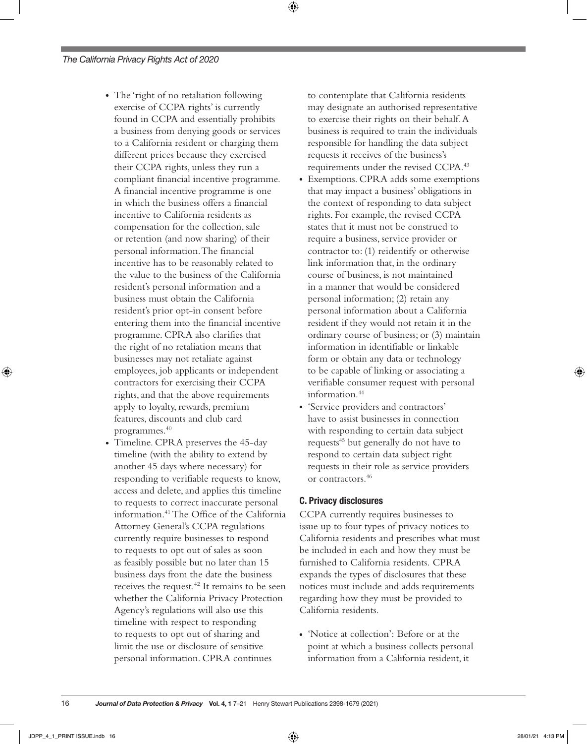- The 'right of no retaliation following exercise of CCPA rights' is currently found in CCPA and essentially prohibits a business from denying goods or services to a California resident or charging them different prices because they exercised their CCPA rights, unless they run a compliant financial incentive programme. A financial incentive programme is one in which the business offers a financial incentive to California residents as compensation for the collection, sale or retention (and now sharing) of their personal information. The financial incentive has to be reasonably related to the value to the business of the California resident's personal information and a business must obtain the California resident's prior opt-in consent before entering them into the financial incentive programme. CPRA also clarifies that the right of no retaliation means that businesses may not retaliate against employees, job applicants or independent contractors for exercising their CCPA rights, and that the above requirements apply to loyalty, rewards, premium features, discounts and club card programmes.[40]
- Timeline. CPRA preserves the 45-day timeline (with the ability to extend by another 45 days where necessary) for responding to verifiable requests to know, access and delete, and applies this timeline to requests to correct inaccurate personal information.[41] The Office of the California Attorney General's CCPA regulations currently require businesses to respond to requests to opt out of sales as soon as feasibly possible but no later than 15 business days from the date the business receives the request.[42] It remains to be seen whether the California Privacy Protection Agency's regulations will also use this timeline with respect to responding to requests to opt out of sharing and limit the use or disclosure of sensitive personal information. CPRA continues to contemplate that California residents may designate an authorised representative to exercise their rights on their behalf. A business is required to train the individuals responsible for handling the data subject requests it receives of the business's requirements under the revised CCPA.[43]
- Exemptions. CPRA adds some exemptions that may impact a business' obligations in the context of responding to data subject rights. For example, the revised CCPA states that it must not be construed to require a business, service provider or contractor to: (1) reidentify or otherwise link information that, in the ordinary course of business, is not maintained in a manner that would be considered personal information; (2) retain any personal information about a California resident if they would not retain it in the ordinary course of business; or (3) maintain information in identifiable or linkable form or obtain any data or technology to be capable of linking or associating a verifiable consumer request with personal information.[44]
- 'Service providers and contractors' have to assist businesses in connection with responding to certain data subject requests[45] but generally do not have to respond to certain data subject right requests in their role as service providers or contractors.[46]

### C. Privacy disclosures

CCPA currently requires businesses to issue up to four types of privacy notices to California residents and prescribes what must be included in each and how they must be furnished to California residents. CPRA expands the types of disclosures that these notices must include and adds requirements regarding how they must be provided to California residents.

- 'Notice at collection': Before or at the point at which a business collects personal information from a California resident, it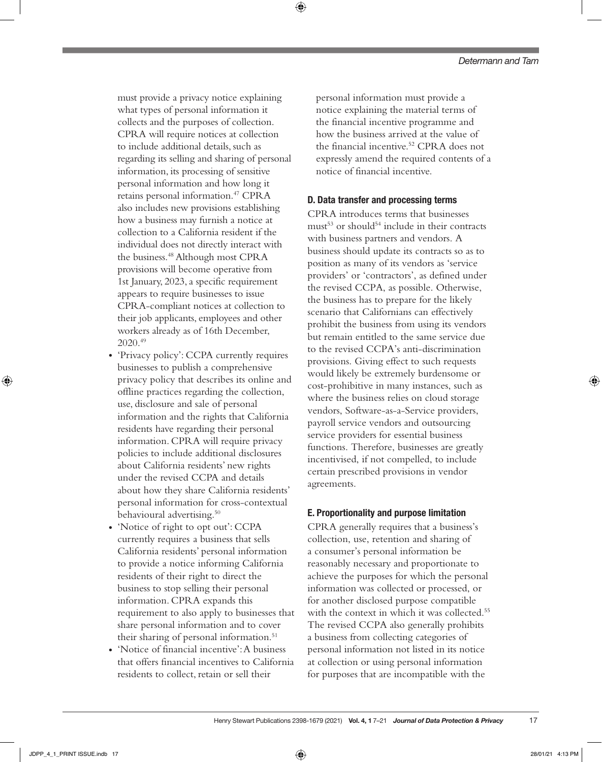must provide a privacy notice explaining what types of personal information it collects and the purposes of collection. CPRA will require notices at collection to include additional details, such as regarding its selling and sharing of personal information, its processing of sensitive personal information and how long it retains personal information.[47] CPRA also includes new provisions establishing how a business may furnish a notice at collection to a California resident if the individual does not directly interact with the business.[48] Although most CPRA provisions will become operative from 1st January, 2023, a specific requirement appears to require businesses to issue CPRA-compliant notices at collection to their job applicants, employees and other workers already as of 16th December, 2020.[49]

- 'Privacy policy': CCPA currently requires businesses to publish a comprehensive privacy policy that describes its online and offline practices regarding the collection, use, disclosure and sale of personal information and the rights that California residents have regarding their personal information. CPRA will require privacy policies to include additional disclosures about California residents' new rights under the revised CCPA and details about how they share California residents' personal information for cross-contextual behavioural advertising.[50]
- 'Notice of right to opt out': CCPA currently requires a business that sells California residents' personal information to provide a notice informing California residents of their right to direct the business to stop selling their personal information. CPRA expands this requirement to also apply to businesses that share personal information and to cover their sharing of personal information.[51]
- 'Notice of financial incentive': A business that offers financial incentives to California residents to collect, retain or sell their personal information must provide a notice explaining the material terms of the financial incentive programme and how the business arrived at the value of the financial incentive.[52] CPRA does not expressly amend the required contents of a notice of financial incentive.

### D. Data transfer and processing terms

CPRA introduces terms that businesses must[53] or should[54] include in their contracts with business partners and vendors. A business should update its contracts so as to position as many of its vendors as 'service providers' or 'contractors', as defined under the revised CCPA, as possible. Otherwise, the business has to prepare for the likely scenario that Californians can effectively prohibit the business from using its vendors but remain entitled to the same service due to the revised CCPA's anti-discrimination provisions. Giving effect to such requests would likely be extremely burdensome or cost-prohibitive in many instances, such as where the business relies on cloud storage vendors, Software-as-a-Service providers, payroll service vendors and outsourcing service providers for essential business functions. Therefore, businesses are greatly incentivised, if not compelled, to include certain prescribed provisions in vendor agreements.

### E. Proportionality and purpose limitation

CPRA generally requires that a business's collection, use, retention and sharing of a consumer's personal information be reasonably necessary and proportionate to achieve the purposes for which the personal information was collected or processed, or for another disclosed purpose compatible with the context in which it was collected.[55] The revised CCPA also generally prohibits a business from collecting categories of personal information not listed in its notice at collection or using personal information for purposes that are incompatible with the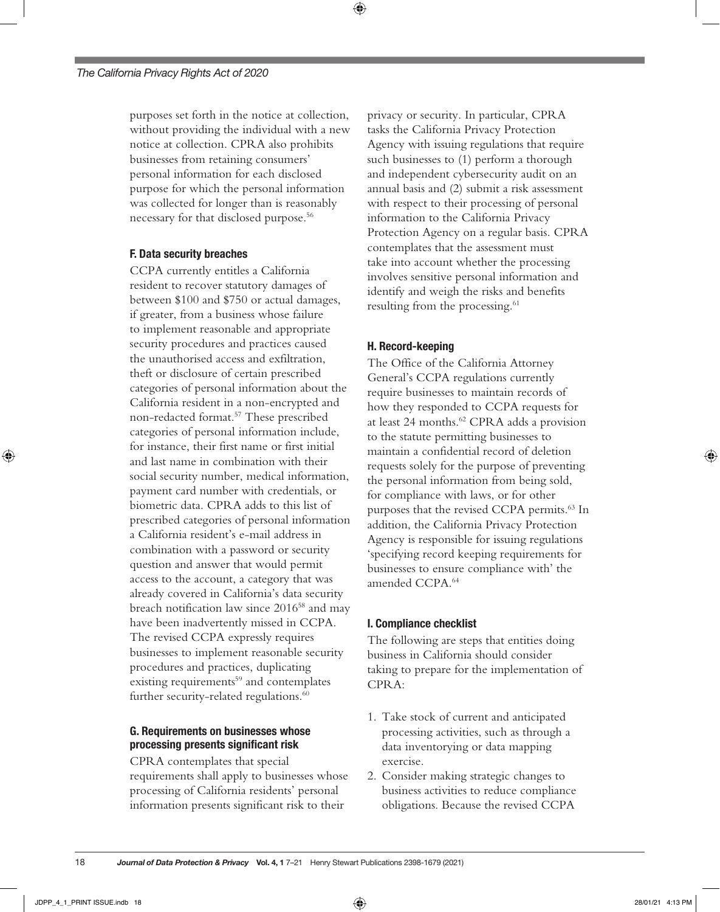purposes set forth in the notice at collection, without providing the individual with a new notice at collection. CPRA also prohibits businesses from retaining consumers' personal information for each disclosed purpose for which the personal information was collected for longer than is reasonably necessary for that disclosed purpose.[56]

### F. Data security breaches

CCPA currently entitles a California resident to recover statutory damages of between $100 and $750 or actual damages, if greater, from a business whose failure to implement reasonable and appropriate security procedures and practices caused the unauthorised access and exfiltration, theft or disclosure of certain prescribed categories of personal information about the California resident in a non-encrypted and non-redacted format.[57] These prescribed categories of personal information include, for instance, their first name or first initial and last name in combination with their social security number, medical information, payment card number with credentials, or biometric data. CPRA adds to this list of prescribed categories of personal information a California resident's e-mail address in combination with a password or security question and answer that would permit access to the account, a category that was already covered in California's data security breach notification law since 2016[58] and may have been inadvertently missed in CCPA. The revised CCPA expressly requires businesses to implement reasonable security procedures and practices, duplicating existing requirements[59] and contemplates further security-related regulations.[60]

### G. Requirements on businesses whose processing presents significant risk

CPRA contemplates that special requirements shall apply to businesses whose processing of California residents' personal information presents significant risk to their privacy or security. In particular, CPRA tasks the California Privacy Protection Agency with issuing regulations that require such businesses to (1) perform a thorough and independent cybersecurity audit on an annual basis and (2) submit a risk assessment with respect to their processing of personal information to the California Privacy Protection Agency on a regular basis. CPRA contemplates that the assessment must take into account whether the processing involves sensitive personal information and identify and weigh the risks and benefits resulting from the processing.[61]

### H. Record-keeping

The Office of the California Attorney General's CCPA regulations currently require businesses to maintain records of how they responded to CCPA requests for at least 24 months.[62] CPRA adds a provision to the statute permitting businesses to maintain a confidential record of deletion requests solely for the purpose of preventing the personal information from being sold, for compliance with laws, or for other purposes that the revised CCPA permits.[63] In addition, the California Privacy Protection Agency is responsible for issuing regulations 'specifying record keeping requirements for businesses to ensure compliance with' the amended CCPA.[64]

### I. Compliance checklist

The following are steps that entities doing business in California should consider taking to prepare for the implementation of CPRA:

1. Take stock of current and anticipated processing activities, such as through a data inventorying or data mapping exercise.
2. Consider making strategic changes to business activities to reduce compliance obligations. Because the revised CCPA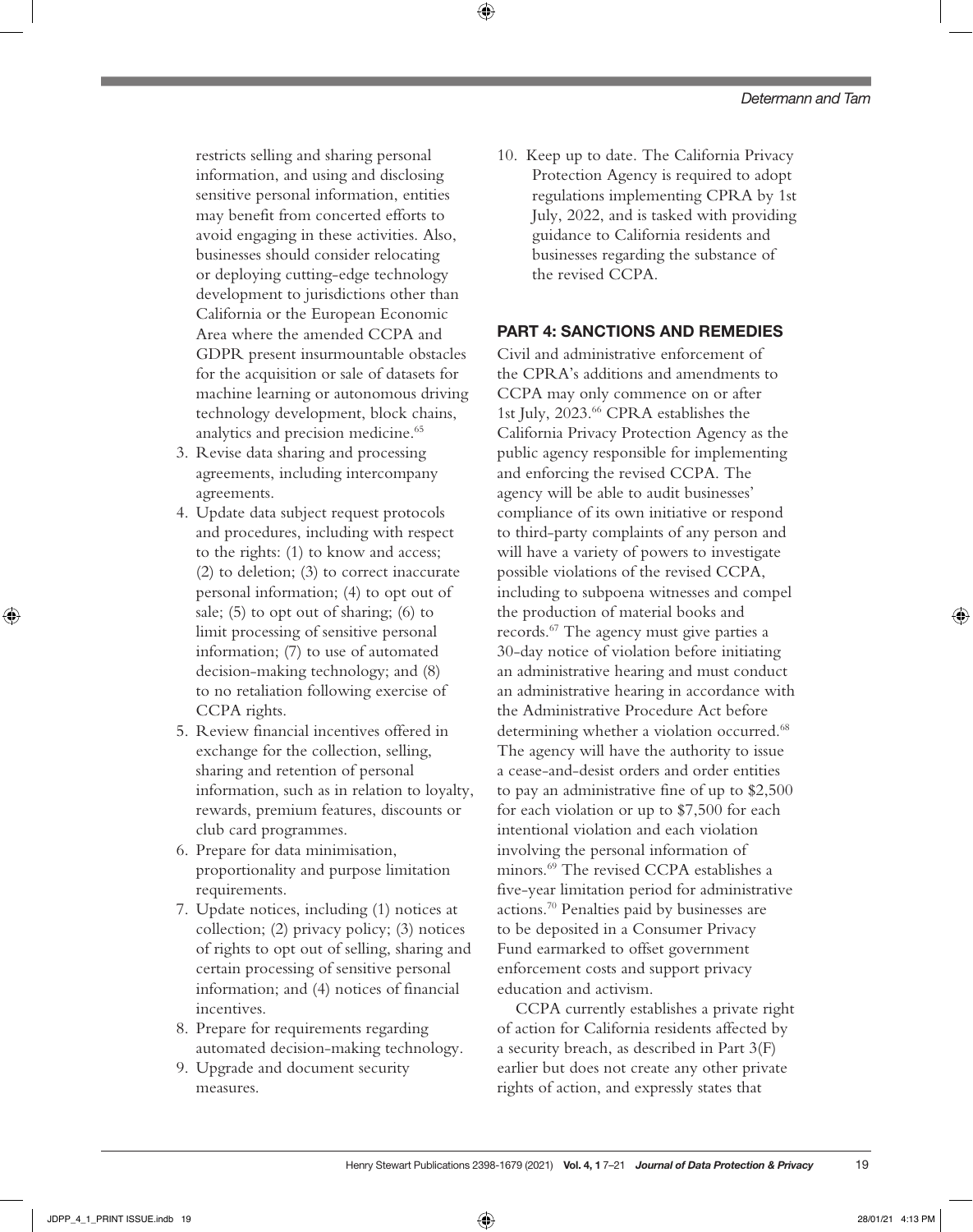restricts selling and sharing personal information, and using and disclosing sensitive personal information, entities may benefit from concerted efforts to avoid engaging in these activities. Also, businesses should consider relocating or deploying cutting-edge technology development to jurisdictions other than California or the European Economic Area where the amended CCPA and GDPR present insurmountable obstacles for the acquisition or sale of datasets for machine learning or autonomous driving technology development, block chains, analytics and precision medicine.[65]

3. Revise data sharing and processing agreements, including intercompany agreements.
4. Update data subject request protocols and procedures, including with respect to the rights: (1) to know and access; (2) to deletion; (3) to correct inaccurate personal information; (4) to opt out of sale; (5) to opt out of sharing; (6) to limit processing of sensitive personal information; (7) to use of automated decision-making technology; and (8) to no retaliation following exercise of CCPA rights.
5. Review financial incentives offered in exchange for the collection, selling, sharing and retention of personal information, such as in relation to loyalty, rewards, premium features, discounts or club card programmes.
6. Prepare for data minimisation, proportionality and purpose limitation requirements.
7. Update notices, including (1) notices at collection; (2) privacy policy; (3) notices of rights to opt out of selling, sharing and certain processing of sensitive personal information; and (4) notices of financial incentives.
8. Prepare for requirements regarding automated decision-making technology.
9. Upgrade and document security measures.
10. Keep up to date. The California Privacy Protection Agency is required to adopt regulations implementing CPRA by 1st July, 2022, and is tasked with providing guidance to California residents and businesses regarding the substance of the revised CCPA.

## PART 4: SANCTIONS AND REMEDIES

Civil and administrative enforcement of the CPRA's additions and amendments to CCPA may only commence on or after 1st July, 2023.[66] CPRA establishes the California Privacy Protection Agency as the public agency responsible for implementing and enforcing the revised CCPA. The agency will be able to audit businesses' compliance of its own initiative or respond to third-party complaints of any person and will have a variety of powers to investigate possible violations of the revised CCPA, including to subpoena witnesses and compel the production of material books and records.[67] The agency must give parties a 30-day notice of violation before initiating an administrative hearing and must conduct an administrative hearing in accordance with the Administrative Procedure Act before determining whether a violation occurred.[68] The agency will have the authority to issue a cease-and-desist orders and order entities to pay an administrative fine of up to \$2,500 for each violation or up to \$7,500 for each intentional violation and each violation involving the personal information of minors.[69] The revised CCPA establishes a five-year limitation period for administrative actions.[70] Penalties paid by businesses are to be deposited in a Consumer Privacy Fund earmarked to offset government enforcement costs and support privacy education and activism.

CCPA currently establishes a private right of action for California residents affected by a security breach, as described in Part 3(F) earlier but does not create any other private rights of action, and expressly states that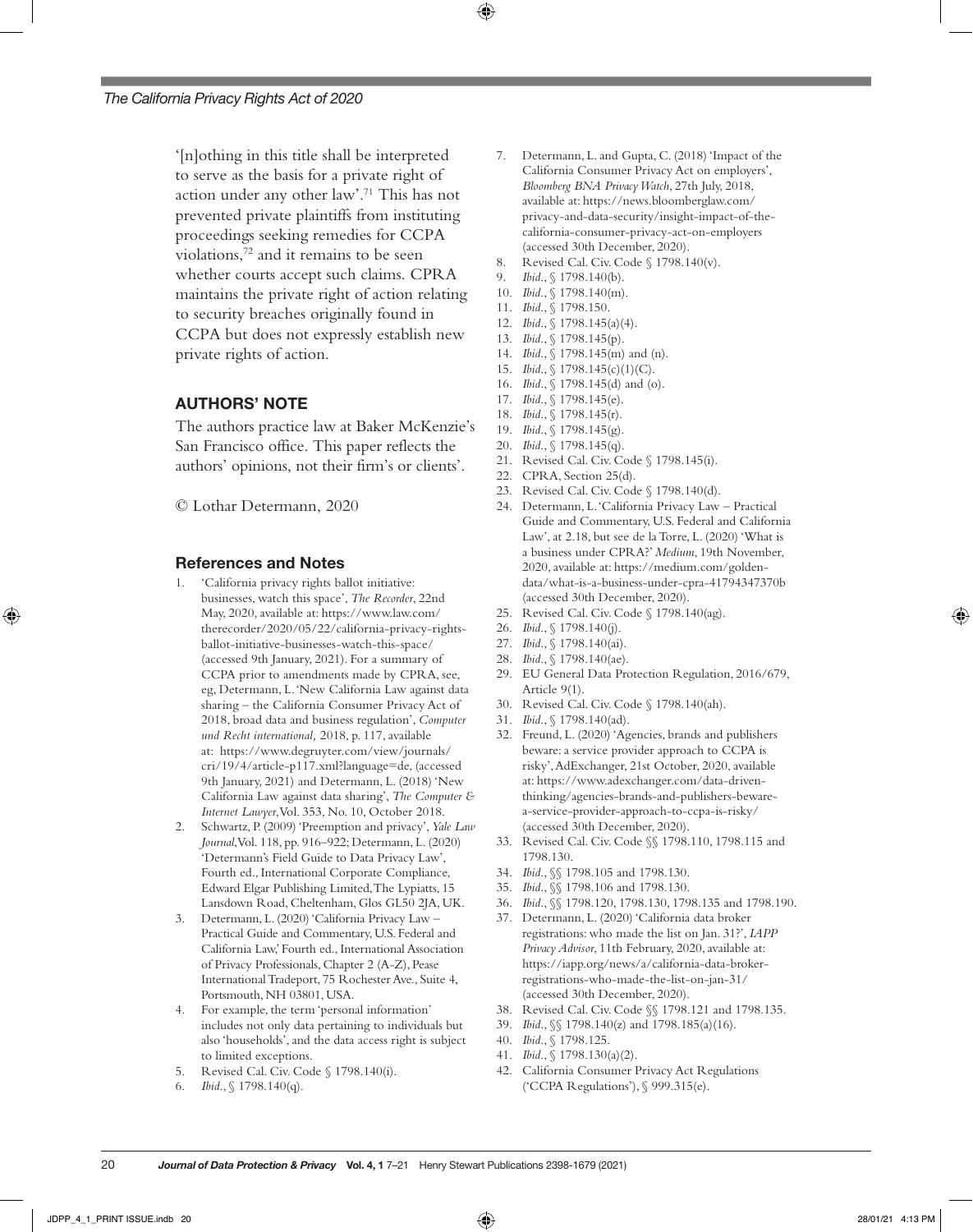'[n]othing in this title shall be interpreted to serve as the basis for a private right of action under any other law'.[71] This has not prevented private plaintiffs from instituting proceedings seeking remedies for CCPA violations,[72] and it remains to be seen whether courts accept such claims. CPRA maintains the private right of action relating to security breaches originally found in CCPA but does not expressly establish new private rights of action.

## AUTHORS' NOTE

The authors practice law at Baker McKenzie's San Francisco office. This paper reflects the authors' opinions, not their firm's or clients'.

© Lothar Determann, 2020

## References and Notes

1. 'California privacy rights ballot initiative: businesses, watch this space', *The Recorder*, 22nd May, 2020, available at: https://www.law.com/therecorder/2020/05/22/california-privacy-rights-ballot-initiative-businesses-watch-this-space/ (accessed 9th January, 2021). For a summary of CCPA prior to amendments made by CPRA, see, eg, Determann, L. 'New California Law against data sharing – the California Consumer Privacy Act of 2018, broad data and business regulation', *Computer und Recht international,* 2018, p. 117, available at: https://www.degruyter.com/view/journals/cri/19/4/article-p117.xml?language=de, (accessed 9th January, 2021) and Determann, L. (2018) 'New California Law against data sharing', *The Computer & Internet Lawyer*, Vol. 353, No. 10, October 2018.
2. Schwartz, P. (2009) 'Preemption and privacy', *Yale Law Journal*, Vol. 118, pp. 916–922; Determann, L. (2020) 'Determann's Field Guide to Data Privacy Law', Fourth ed., International Corporate Compliance, Edward Elgar Publishing Limited, The Lypiatts, 15 Lansdown Road, Cheltenham, Glos GL50 2JA, UK.
3. Determann, L. (2020) 'California Privacy Law – Practical Guide and Commentary, U.S. Federal and California Law,' Fourth ed., International Association of Privacy Professionals, Chapter 2 (A-Z), Pease International Tradeport, 75 Rochester Ave., Suite 4, Portsmouth, NH 03801, USA.
4. For example, the term 'personal information' includes not only data pertaining to individuals but also 'households', and the data access right is subject to limited exceptions.
5. Revised Cal. Civ. Code § 1798.140(i).
6. *Ibid.*, § 1798.140(q).
7. Determann, L. and Gupta, C. (2018) 'Impact of the California Consumer Privacy Act on employers', *Bloomberg BNA Privacy Watch*, 27th July, 2018, available at: https://news.bloomberglaw.com/privacy-and-data-security/insight-impact-of-the-california-consumer-privacy-act-on-employers (accessed 30th December, 2020).
8. Revised Cal. Civ. Code § 1798.140(v).
9. *Ibid.*, § 1798.140(b).
10. *Ibid.*, § 1798.140(m).
11. *Ibid.*, § 1798.150.
12. *Ibid.*, § 1798.145(a)(4).
13. *Ibid.*, § 1798.145(p).
14. *Ibid.*, § 1798.145(m) and (n).
15. *Ibid.*, § 1798.145(c)(1)(C).
16. *Ibid.*, § 1798.145(d) and (o).
17. *Ibid.*, § 1798.145(e).
18. *Ibid.*, § 1798.145(r).
19. *Ibid.*, § 1798.145(g).
20. *Ibid.*, § 1798.145(q).
21. Revised Cal. Civ. Code § 1798.145(i).
22. CPRA, Section 25(d).
23. Revised Cal. Civ. Code § 1798.140(d).
24. Determann, L. 'California Privacy Law – Practical Guide and Commentary, U.S. Federal and California Law', at 2.18, but see de la Torre, L. (2020) 'What is a business under CPRA?' *Medium*, 19th November, 2020, available at: https://medium.com/golden-data/what-is-a-business-under-cpra-41794347370b (accessed 30th December, 2020).
25. Revised Cal. Civ. Code § 1798.140(ag).
26. *Ibid.*, § 1798.140(j).
27. *Ibid.*, § 1798.140(ai).
28. *Ibid.*, § 1798.140(ae).
29. EU General Data Protection Regulation, 2016/679, Article 9(1).
30. Revised Cal. Civ. Code § 1798.140(ah).
31. *Ibid.*, § 1798.140(ad).
32. Freund, L. (2020) 'Agencies, brands and publishers beware: a service provider approach to CCPA is risky', AdExchanger, 21st October, 2020, available at: https://www.adexchanger.com/data-driven-thinking/agencies-brands-and-publishers-beware-a-service-provider-approach-to-ccpa-is-risky/ (accessed 30th December, 2020).
33. Revised Cal. Civ. Code §§ 1798.110, 1798.115 and 1798.130.
34. *Ibid.*, §§ 1798.105 and 1798.130.
35. *Ibid.*, §§ 1798.106 and 1798.130.
36. *Ibid.*, §§ 1798.120, 1798.130, 1798.135 and 1798.190.
37. Determann, L. (2020) 'California data broker registrations: who made the list on Jan. 31?', *IAPP Privacy Advisor*, 11th February, 2020, available at: https://iapp.org/news/a/california-data-broker-registrations-who-made-the-list-on-jan-31/ (accessed 30th December, 2020).
38. Revised Cal. Civ. Code §§ 1798.121 and 1798.135.
39. *Ibid.*, §§ 1798.140(z) and 1798.185(a)(16).
40. *Ibid.*, § 1798.125.
41. *Ibid.*, § 1798.130(a)(2).
42. California Consumer Privacy Act Regulations ('CCPA Regulations'), § 999.315(e).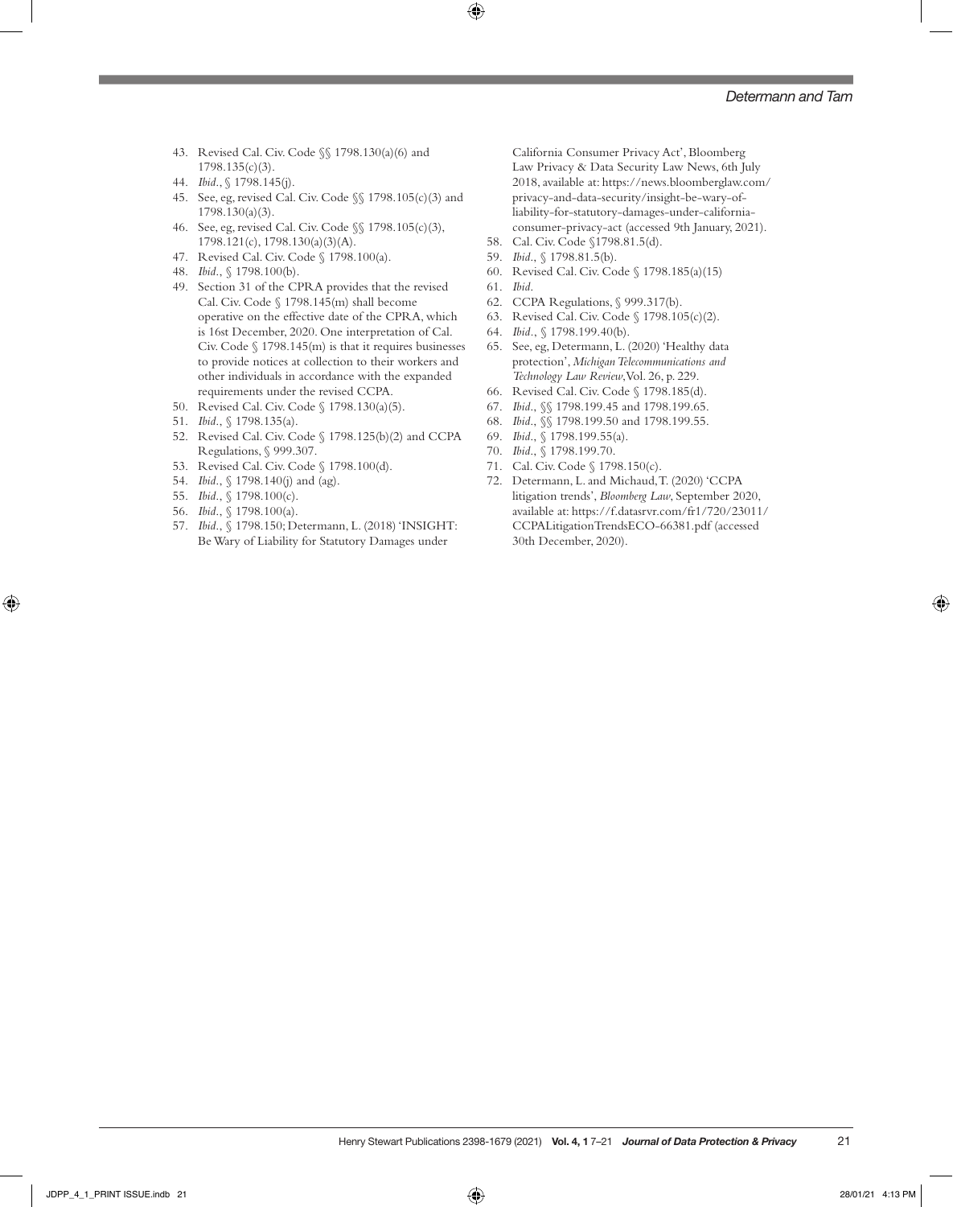43. Revised Cal. Civ. Code §§ 1798.130(a)(6) and 1798.135(c)(3).
44. *Ibid.*, § 1798.145(j).
45. See, eg, revised Cal. Civ. Code §§ 1798.105(c)(3) and 1798.130(a)(3).
46. See, eg, revised Cal. Civ. Code §§ 1798.105(c)(3), 1798.121(c), 1798.130(a)(3)(A).
47. Revised Cal. Civ. Code § 1798.100(a).
48. *Ibid.*, § 1798.100(b).
49. Section 31 of the CPRA provides that the revised Cal. Civ. Code § 1798.145(m) shall become operative on the effective date of the CPRA, which is 16st December, 2020. One interpretation of Cal. Civ. Code § 1798.145(m) is that it requires businesses to provide notices at collection to their workers and other individuals in accordance with the expanded requirements under the revised CCPA.
50. Revised Cal. Civ. Code § 1798.130(a)(5).
51. *Ibid.*, § 1798.135(a).
52. Revised Cal. Civ. Code § 1798.125(b)(2) and CCPA Regulations, § 999.307.
53. Revised Cal. Civ. Code § 1798.100(d).
54. *Ibid.*, § 1798.140(j) and (ag).
55. *Ibid.*, § 1798.100(c).
56. *Ibid.*, § 1798.100(a).
57. *Ibid.*, § 1798.150; Determann, L. (2018) 'INSIGHT: Be Wary of Liability for Statutory Damages under California Consumer Privacy Act', Bloomberg Law Privacy & Data Security Law News, 6th July 2018, available at: https://news.bloomberglaw.com/privacy-and-data-security/insight-be-wary-of-liability-for-statutory-damages-under-california-consumer-privacy-act (accessed 9th January, 2021).
58. Cal. Civ. Code §1798.81.5(d).
59. *Ibid.*, § 1798.81.5(b).
60. Revised Cal. Civ. Code § 1798.185(a)(15)
61. *Ibid.*
62. CCPA Regulations, § 999.317(b).
63. Revised Cal. Civ. Code § 1798.105(c)(2).
64. *Ibid.*, § 1798.199.40(b).
65. See, eg, Determann, L. (2020) 'Healthy data protection', *Michigan Telecommunications and Technology Law Review*, Vol. 26, p. 229.
66. Revised Cal. Civ. Code § 1798.185(d).
67. *Ibid.*, §§ 1798.199.45 and 1798.199.65.
68. *Ibid.*, §§ 1798.199.50 and 1798.199.55.
69. *Ibid.*, § 1798.199.55(a).
70. *Ibid.*, § 1798.199.70.
71. Cal. Civ. Code § 1798.150(c).
72. Determann, L. and Michaud, T. (2020) 'CCPA litigation trends', *Bloomberg Law*, September 2020, available at: https://f.datasrvr.com/fr1/720/23011/CCPALitigationTrendsECO-66381.pdf (accessed 30th December, 2020).